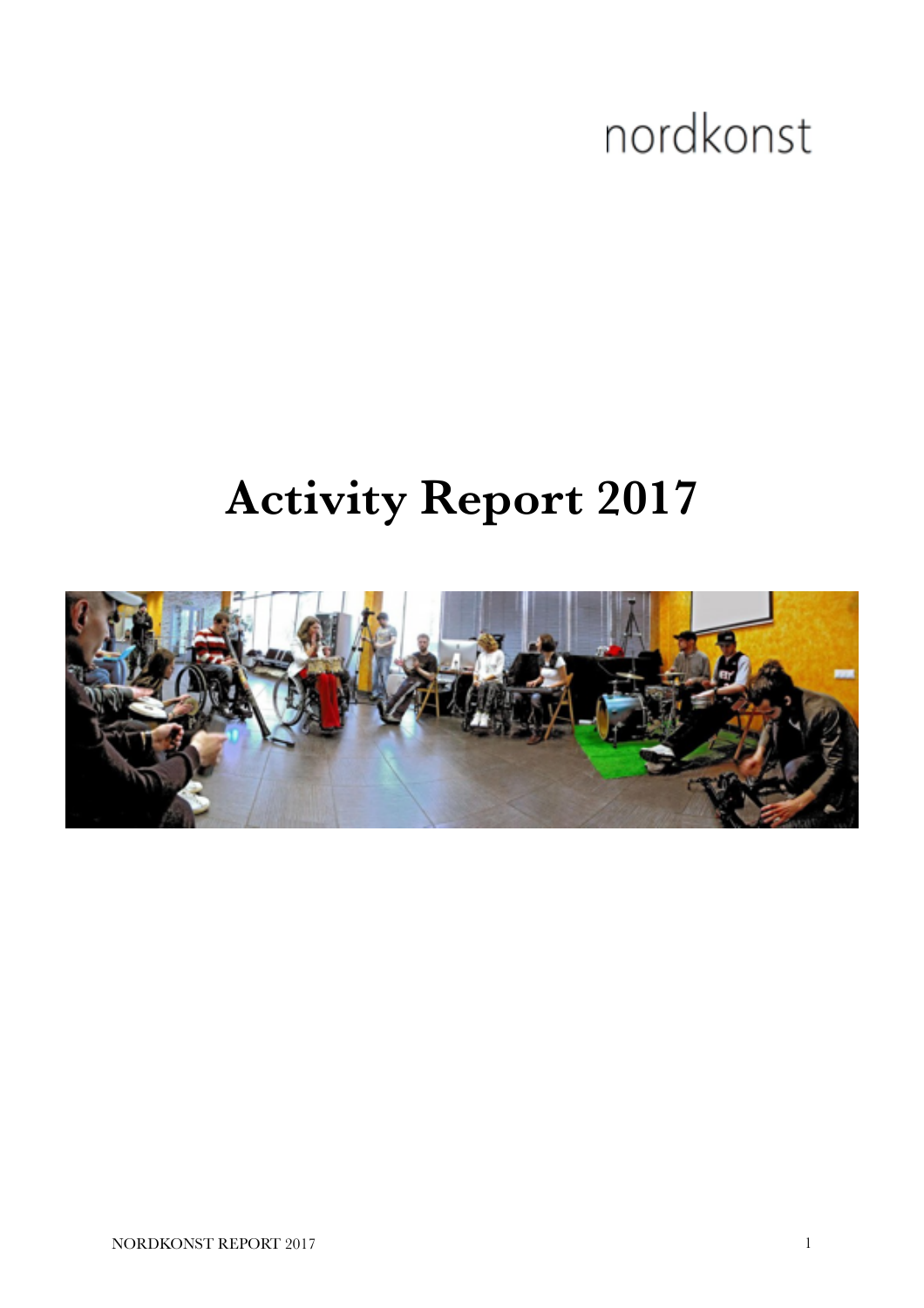nordkonst

# Activity Report 2017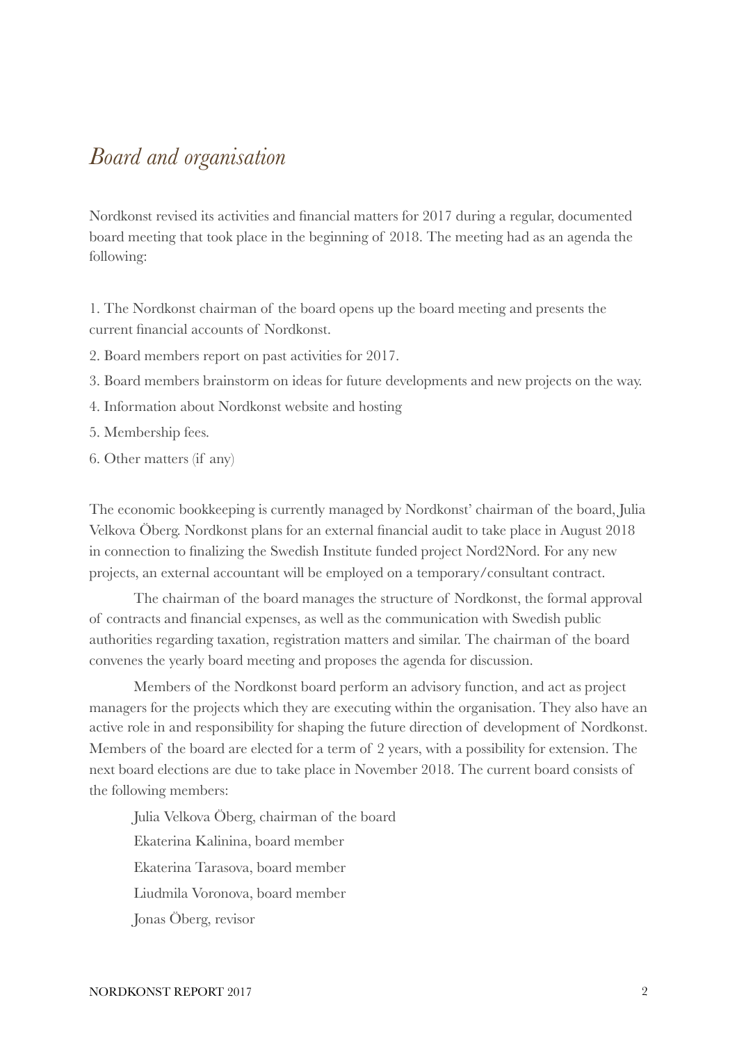## *Board and organisation*

Nordkonst revised its activities and financial matters for 2017 during a regular, documented board meeting that took place in the beginning of 2018. The meeting had as an agenda the following:

1. The Nordkonst chairman of the board opens up the board meeting and presents the current financial accounts of Nordkonst.
2. Board members report on past activities for 2017.
3. Board members brainstorm on ideas for future developments and new projects on the way.
4. Information about Nordkonst website and hosting
5. Membership fees.
6. Other matters (if any)

The economic bookkeeping is currently managed by Nordkonst' chairman of the board, Julia Velkova Öberg. Nordkonst plans for an external financial audit to take place in August 2018 in connection to finalizing the Swedish Institute funded project Nord2Nord. For any new projects, an external accountant will be employed on a temporary/consultant contract.

The chairman of the board manages the structure of Nordkonst, the formal approval of contracts and financial expenses, as well as the communication with Swedish public authorities regarding taxation, registration matters and similar. The chairman of the board convenes the yearly board meeting and proposes the agenda for discussion.

Members of the Nordkonst board perform an advisory function, and act as project managers for the projects which they are executing within the organisation. They also have an active role in and responsibility for shaping the future direction of development of Nordkonst. Members of the board are elected for a term of 2 years, with a possibility for extension. The next board elections are due to take place in November 2018. The current board consists of the following members:

Julia Velkova Öberg, chairman of the board

Ekaterina Kalinina, board member

Ekaterina Tarasova, board member

Liudmila Voronova, board member

Jonas Öberg, revisor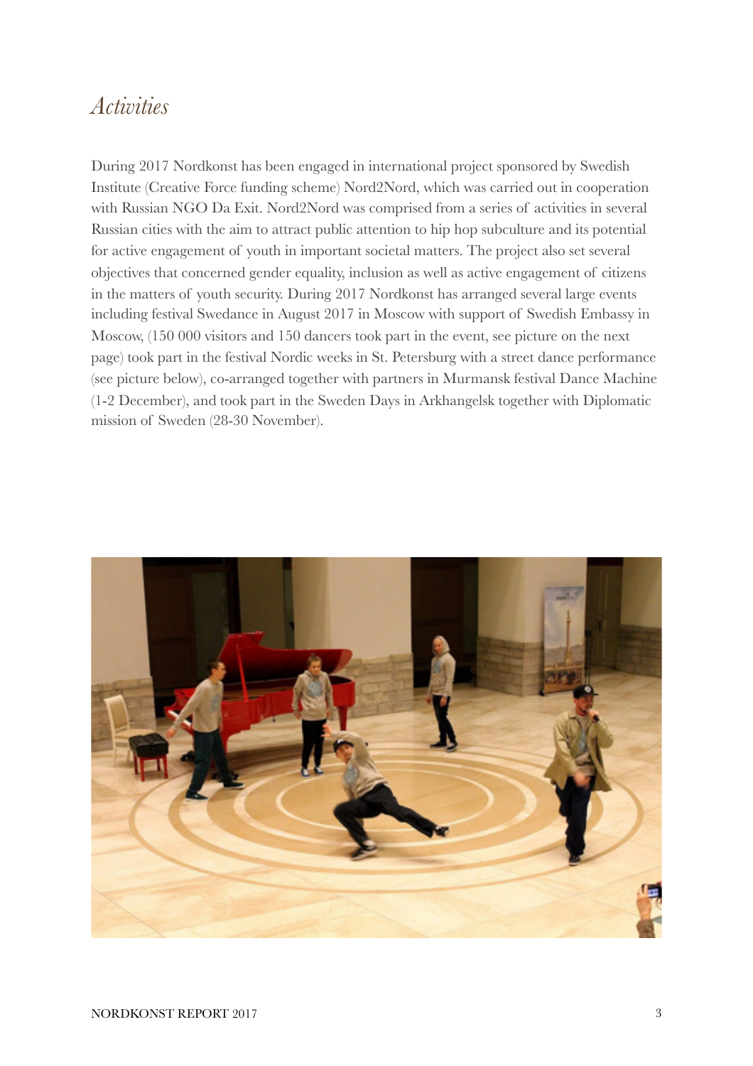# *Activities*

During 2017 Nordkonst has been engaged in international project sponsored by Swedish Institute (Creative Force funding scheme) Nord2Nord, which was carried out in cooperation with Russian NGO Da Exit. Nord2Nord was comprised from a series of activities in several Russian cities with the aim to attract public attention to hip hop subculture and its potential for active engagement of youth in important societal matters. The project also set several objectives that concerned gender equality, inclusion as well as active engagement of citizens in the matters of youth security. During 2017 Nordkonst has arranged several large events including festival Swedance in August 2017 in Moscow with support of Swedish Embassy in Moscow, (150 000 visitors and 150 dancers took part in the event, see picture on the next page) took part in the festival Nordic weeks in St. Petersburg with a street dance performance (see picture below), co-arranged together with partners in Murmansk festival Dance Machine (1-2 December), and took part in the Sweden Days in Arkhangelsk together with Diplomatic mission of Sweden (28-30 November).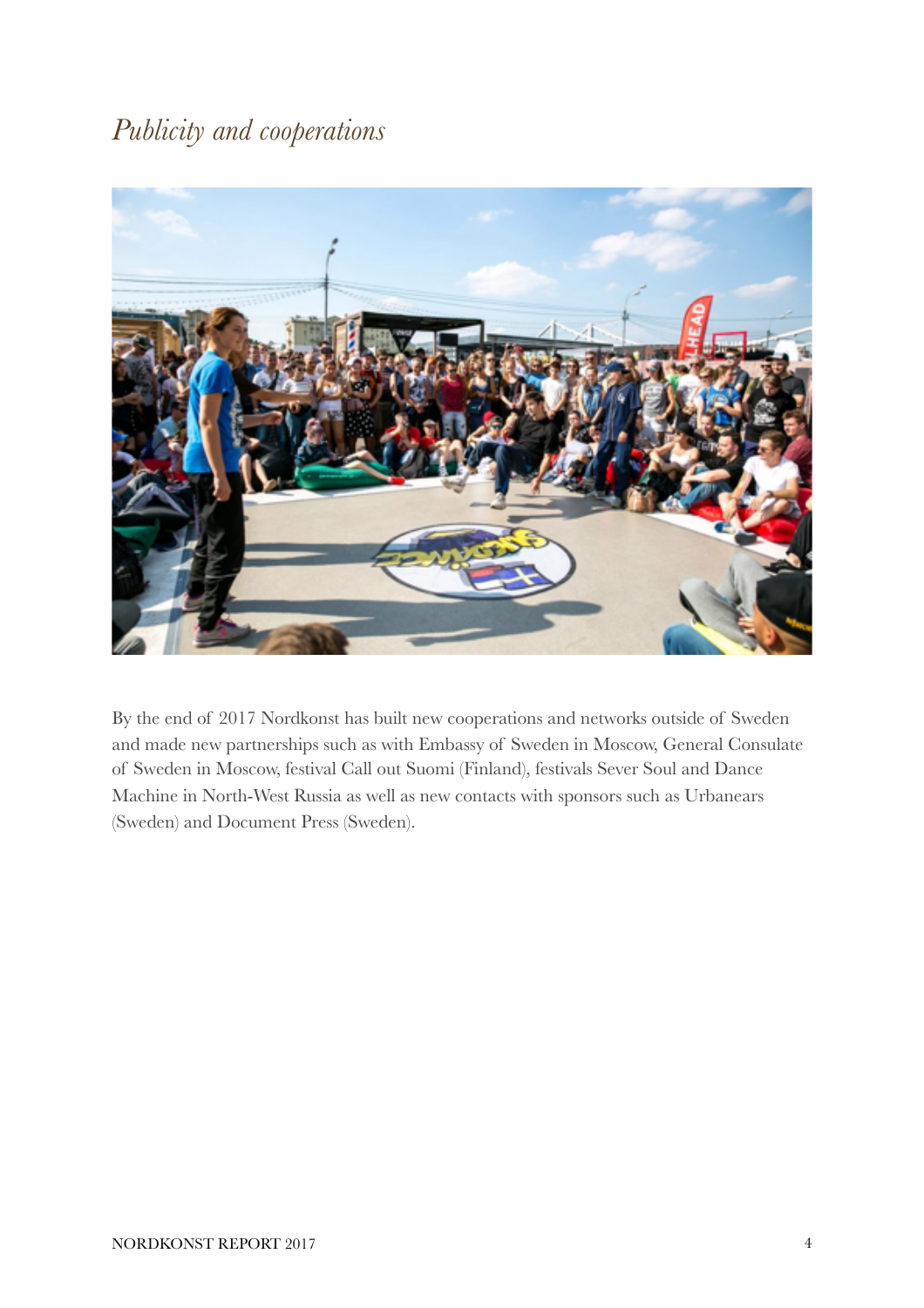## *Publicity and cooperations*

By the end of 2017 Nordkonst has built new cooperations and networks outside of Sweden and made new partnerships such as with Embassy of Sweden in Moscow, General Consulate of Sweden in Moscow, festival Call out Suomi (Finland), festivals Sever Soul and Dance Machine in North-West Russia as well as new contacts with sponsors such as Urbanears (Sweden) and Document Press (Sweden).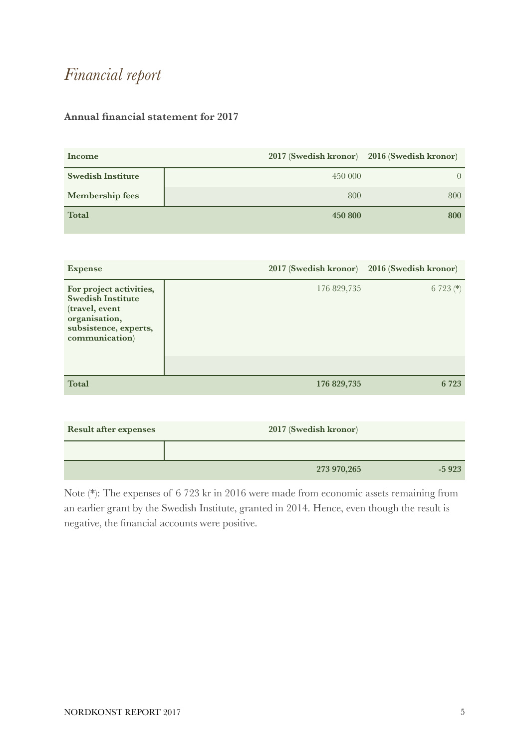# *Financial report*

**Annual financial statement for 2017**

| Income | 2017 (Swedish kronor) | 2016 (Swedish kronor) |
|---|---|---|
| **Swedish Institute** | 450 000 | 0 |
| **Membership fees** | 800 | 800 |
| **Total** | **450 800** | **800** |

| Expense | 2017 (Swedish kronor) | 2016 (Swedish kronor) |
|---|---|---|
| **For project activities, Swedish Institute (travel, event organisation, subsistence, experts, communication)** | 176 829,735 | 6 723 (*) |
| | | |
| **Total** | **176 829,735** | **6 723** |

| Result after expenses | 2017 (Swedish kronor) | |
|---|---|---|
| | | |
| | **273 970,265** | **-5 923** |

Note (*): The expenses of 6 723 kr in 2016 were made from economic assets remaining from an earlier grant by the Swedish Institute, granted in 2014. Hence, even though the result is negative, the financial accounts were positive.